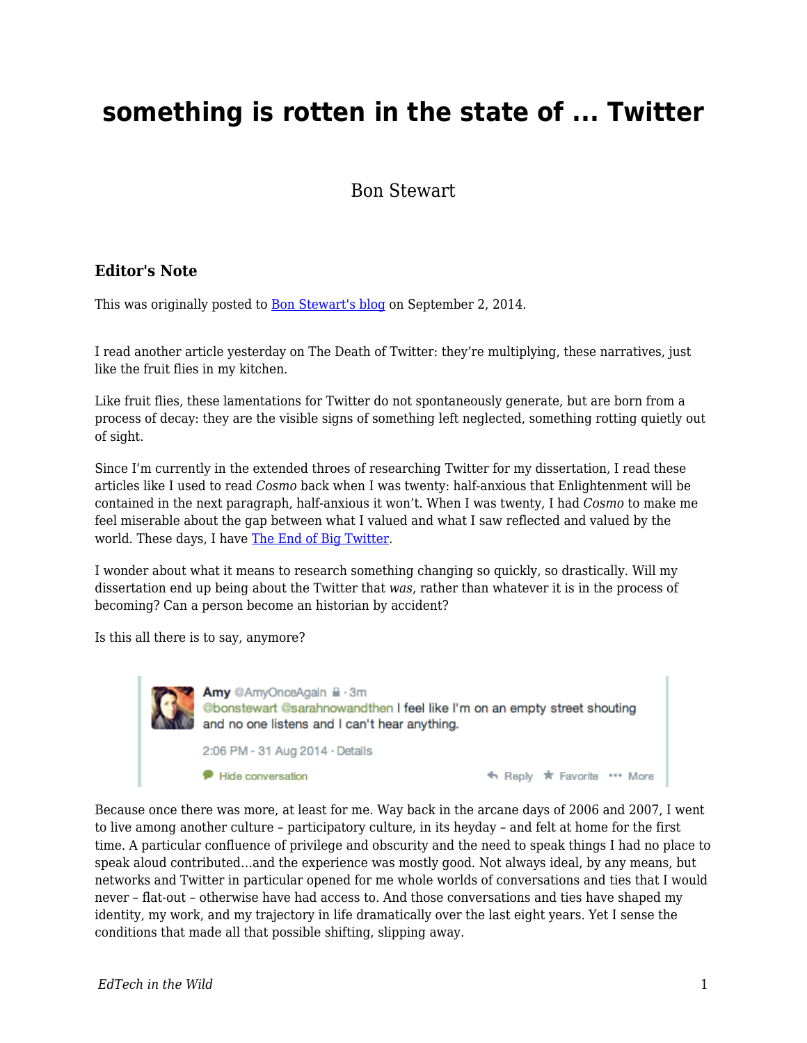# something is rotten in the state of ... Twitter

Bon Stewart

### Editor's Note

This was originally posted to [Bon Stewart's blog](#) on September 2, 2014.

I read another article yesterday on The Death of Twitter: they're multiplying, these narratives, just like the fruit flies in my kitchen.

Like fruit flies, these lamentations for Twitter do not spontaneously generate, but are born from a process of decay: they are the visible signs of something left neglected, something rotting quietly out of sight.

Since I'm currently in the extended throes of researching Twitter for my dissertation, I read these articles like I used to read *Cosmo* back when I was twenty: half-anxious that Enlightenment will be contained in the next paragraph, half-anxious it won't. When I was twenty, I had *Cosmo* to make me feel miserable about the gap between what I valued and what I saw reflected and valued by the world. These days, I have [The End of Big Twitter](#).

I wonder about what it means to research something changing so quickly, so drastically. Will my dissertation end up being about the Twitter that *was*, rather than whatever it is in the process of becoming? Can a person become an historian by accident?

Is this all there is to say, anymore?

> **Amy** @AmyOnceAgain · 3m
> @bonstewart @sarahnowandthen I feel like I'm on an empty street shouting and no one listens and I can't hear anything.
>
> 2:06 PM - 31 Aug 2014 · Details
>
> Hide conversation — Reply — Favorite — More

Because once there was more, at least for me. Way back in the arcane days of 2006 and 2007, I went to live among another culture – participatory culture, in its heyday – and felt at home for the first time. A particular confluence of privilege and obscurity and the need to speak things I had no place to speak aloud contributed…and the experience was mostly good. Not always ideal, by any means, but networks and Twitter in particular opened for me whole worlds of conversations and ties that I would never – flat-out – otherwise have had access to. And those conversations and ties have shaped my identity, my work, and my trajectory in life dramatically over the last eight years. Yet I sense the conditions that made all that possible shifting, slipping away.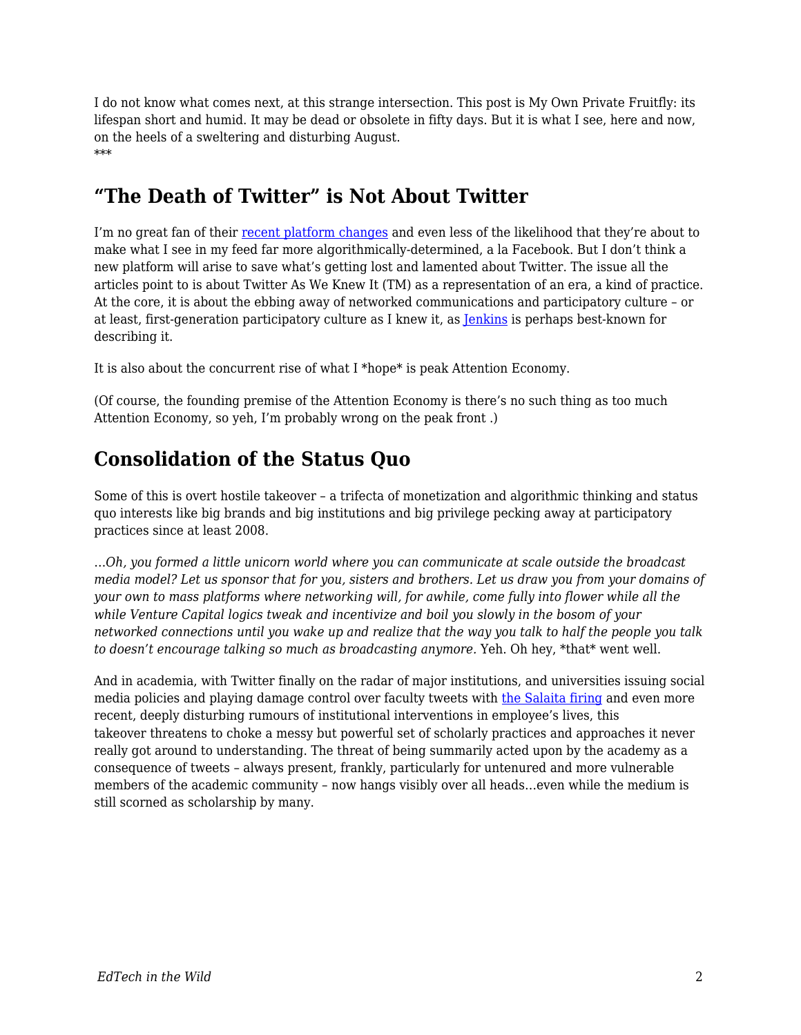I do not know what comes next, at this strange intersection. This post is My Own Private Fruitfly: its lifespan short and humid. It may be dead or obsolete in fifty days. But it is what I see, here and now, on the heels of a sweltering and disturbing August.
***

## "The Death of Twitter" is Not About Twitter

I'm no great fan of their recent platform changes and even less of the likelihood that they're about to make what I see in my feed far more algorithmically-determined, a la Facebook. But I don't think a new platform will arise to save what's getting lost and lamented about Twitter. The issue all the articles point to is about Twitter As We Knew It (TM) as a representation of an era, a kind of practice. At the core, it is about the ebbing away of networked communications and participatory culture – or at least, first-generation participatory culture as I knew it, as Jenkins is perhaps best-known for describing it.

It is also about the concurrent rise of what I *hope* is peak Attention Economy.

(Of course, the founding premise of the Attention Economy is there's no such thing as too much Attention Economy, so yeh, I'm probably wrong on the peak front .)

## Consolidation of the Status Quo

Some of this is overt hostile takeover – a trifecta of monetization and algorithmic thinking and status quo interests like big brands and big institutions and big privilege pecking away at participatory practices since at least 2008.

*…Oh, you formed a little unicorn world where you can communicate at scale outside the broadcast media model? Let us sponsor that for you, sisters and brothers. Let us draw you from your domains of your own to mass platforms where networking will, for awhile, come fully into flower while all the while Venture Capital logics tweak and incentivize and boil you slowly in the bosom of your networked connections until you wake up and realize that the way you talk to half the people you talk to doesn't encourage talking so much as broadcasting anymore.* Yeh. Oh hey, *that* went well.

And in academia, with Twitter finally on the radar of major institutions, and universities issuing social media policies and playing damage control over faculty tweets with the Salaita firing and even more recent, deeply disturbing rumours of institutional interventions in employee's lives, this takeover threatens to choke a messy but powerful set of scholarly practices and approaches it never really got around to understanding. The threat of being summarily acted upon by the academy as a consequence of tweets – always present, frankly, particularly for untenured and more vulnerable members of the academic community – now hangs visibly over all heads…even while the medium is still scorned as scholarship by many.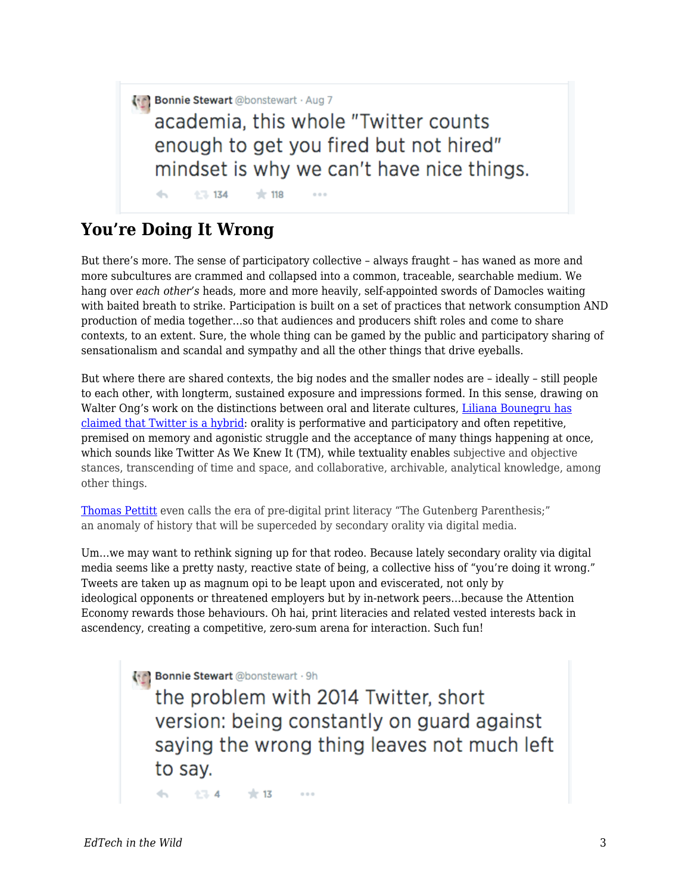Bonnie Stewart @bonstewart · Aug 7

academia, this whole "Twitter counts enough to get you fired but not hired" mindset is why we can't have nice things.

134 118

## You're Doing It Wrong

But there's more. The sense of participatory collective – always fraught – has waned as more and more subcultures are crammed and collapsed into a common, traceable, searchable medium. We hang over *each other's* heads, more and more heavily, self-appointed swords of Damocles waiting with baited breath to strike. Participation is built on a set of practices that network consumption AND production of media together…so that audiences and producers shift roles and come to share contexts, to an extent. Sure, the whole thing can be gamed by the public and participatory sharing of sensationalism and scandal and sympathy and all the other things that drive eyeballs.

But where there are shared contexts, the big nodes and the smaller nodes are – ideally – still people to each other, with longterm, sustained exposure and impressions formed. In this sense, drawing on Walter Ong's work on the distinctions between oral and literate cultures, [Liliana Bounegru has claimed that Twitter is a hybrid](): orality is performative and participatory and often repetitive, premised on memory and agonistic struggle and the acceptance of many things happening at once, which sounds like Twitter As We Knew It (TM), while textuality enables subjective and objective stances, transcending of time and space, and collaborative, archivable, analytical knowledge, among other things.

[Thomas Pettitt]() even calls the era of pre-digital print literacy "The Gutenberg Parenthesis;" an anomaly of history that will be superceded by secondary orality via digital media.

Um…we may want to rethink signing up for that rodeo. Because lately secondary orality via digital media seems like a pretty nasty, reactive state of being, a collective hiss of "you're doing it wrong." Tweets are taken up as magnum opi to be leapt upon and eviscerated, not only by ideological opponents or threatened employers but by in-network peers…because the Attention Economy rewards those behaviours. Oh hai, print literacies and related vested interests back in ascendency, creating a competitive, zero-sum arena for interaction. Such fun!

Bonnie Stewart @bonstewart · 9h

the problem with 2014 Twitter, short version: being constantly on guard against saying the wrong thing leaves not much left to say.

4 13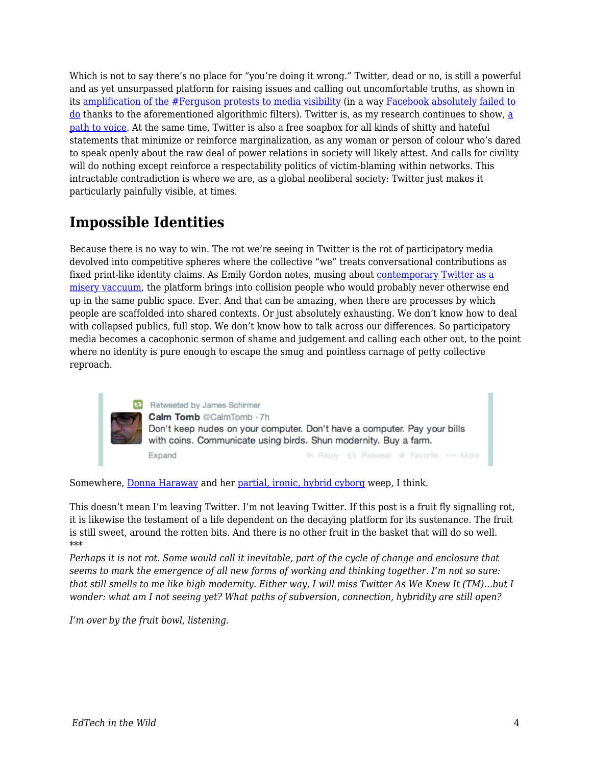Which is not to say there's no place for "you're doing it wrong." Twitter, dead or no, is still a powerful and as yet unsurpassed platform for raising issues and calling out uncomfortable truths, as shown in its amplification of the #Ferguson protests to media visibility (in a way Facebook absolutely failed to do thanks to the aforementioned algorithmic filters). Twitter is, as my research continues to show, a path to voice. At the same time, Twitter is also a free soapbox for all kinds of shitty and hateful statements that minimize or reinforce marginalization, as any woman or person of colour who's dared to speak openly about the raw deal of power relations in society will likely attest. And calls for civility will do nothing except reinforce a respectability politics of victim-blaming within networks. This intractable contradiction is where we are, as a global neoliberal society: Twitter just makes it particularly painfully visible, at times.

## Impossible Identities

Because there is no way to win. The rot we're seeing in Twitter is the rot of participatory media devolved into competitive spheres where the collective "we" treats conversational contributions as fixed print-like identity claims. As Emily Gordon notes, musing about contemporary Twitter as a misery vaccuum, the platform brings into collision people who would probably never otherwise end up in the same public space. Ever. And that can be amazing, when there are processes by which people are scaffolded into shared contexts. Or just absolutely exhausting. We don't know how to deal with collapsed publics, full stop. We don't know how to talk across our differences. So participatory media becomes a cacophonic sermon of shame and judgement and calling each other out, to the point where no identity is pure enough to escape the smug and pointless carnage of petty collective reproach.

> Retweeted by James Schirmer
> **Calm Tomb** @CalmTomb · 7h
> Don't keep nudes on your computer. Don't have a computer. Pay your bills with coins. Communicate using birds. Shun modernity. Buy a farm.
> Expand Reply Retweet Favorite More

Somewhere, Donna Haraway and her partial, ironic, hybrid cyborg weep, I think.

This doesn't mean I'm leaving Twitter. I'm not leaving Twitter. If this post is a fruit fly signalling rot, it is likewise the testament of a life dependent on the decaying platform for its sustenance. The fruit is still sweet, around the rotten bits. And there is no other fruit in the basket that will do so well.
***

*Perhaps it is not rot. Some would call it inevitable, part of the cycle of change and enclosure that seems to mark the emergence of all new forms of working and thinking together. I'm not so sure: that still smells to me like high modernity. Either way, I will miss Twitter As We Knew It (TM)...but I wonder: what am I not seeing yet? What paths of subversion, connection, hybridity are still open?*

*I'm over by the fruit bowl, listening.*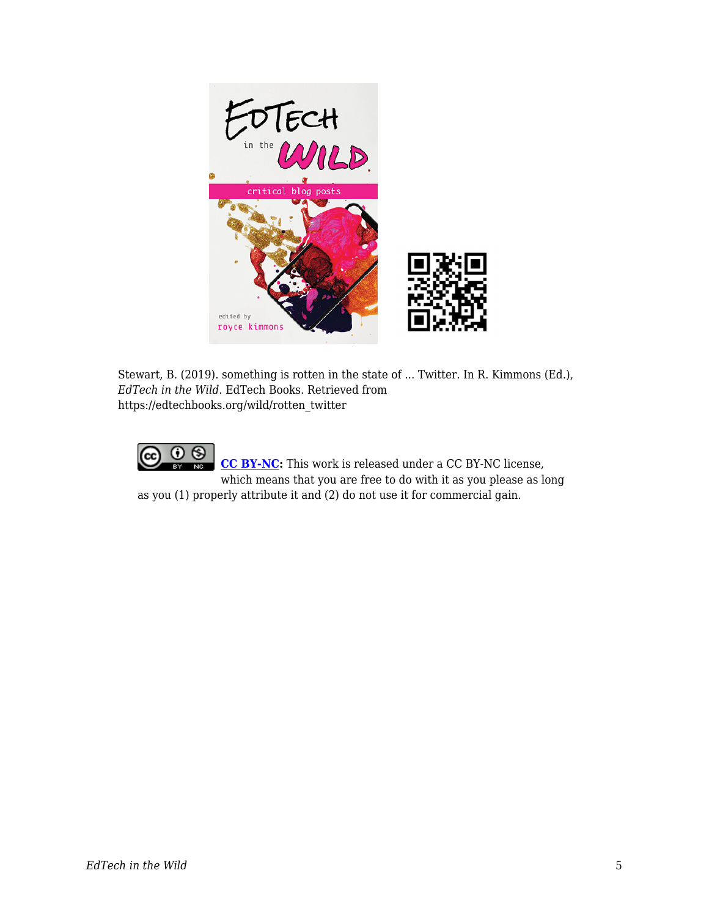Stewart, B. (2019). something is rotten in the state of ... Twitter. In R. Kimmons (Ed.), *EdTech in the Wild*. EdTech Books. Retrieved from https://edtechbooks.org/wild/rotten_twitter

**CC BY-NC:** This work is released under a CC BY-NC license, which means that you are free to do with it as you please as long as you (1) properly attribute it and (2) do not use it for commercial gain.